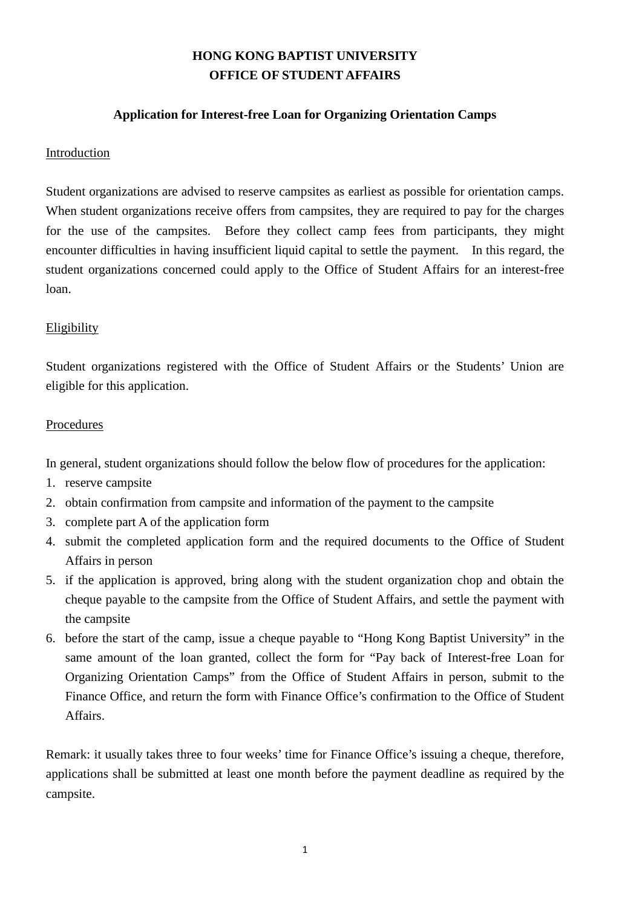**HONG KONG BAPTIST UNIVERSITY**
**OFFICE OF STUDENT AFFAIRS**

**Application for Interest-free Loan for Organizing Orientation Camps**

## Introduction

Student organizations are advised to reserve campsites as earliest as possible for orientation camps. When student organizations receive offers from campsites, they are required to pay for the charges for the use of the campsites. Before they collect camp fees from participants, they might encounter difficulties in having insufficient liquid capital to settle the payment. In this regard, the student organizations concerned could apply to the Office of Student Affairs for an interest-free loan.

## Eligibility

Student organizations registered with the Office of Student Affairs or the Students' Union are eligible for this application.

## Procedures

In general, student organizations should follow the below flow of procedures for the application:

1. reserve campsite
2. obtain confirmation from campsite and information of the payment to the campsite
3. complete part A of the application form
4. submit the completed application form and the required documents to the Office of Student Affairs in person
5. if the application is approved, bring along with the student organization chop and obtain the cheque payable to the campsite from the Office of Student Affairs, and settle the payment with the campsite
6. before the start of the camp, issue a cheque payable to "Hong Kong Baptist University" in the same amount of the loan granted, collect the form for "Pay back of Interest-free Loan for Organizing Orientation Camps" from the Office of Student Affairs in person, submit to the Finance Office, and return the form with Finance Office's confirmation to the Office of Student Affairs.

Remark: it usually takes three to four weeks' time for Finance Office's issuing a cheque, therefore, applications shall be submitted at least one month before the payment deadline as required by the campsite.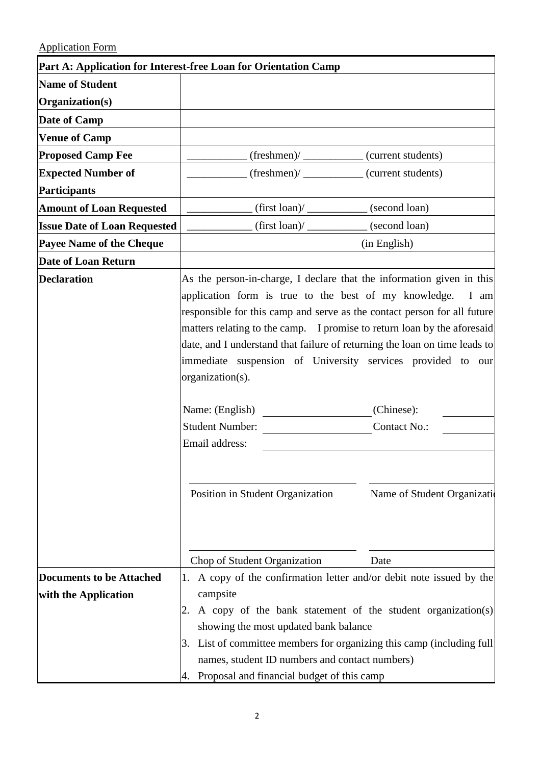Application Form

| Part A: Application for Interest-free Loan for Orientation Camp | |
|---|---|
| **Name of Student Organization(s)** | |
| **Date of Camp** | |
| **Venue of Camp** | |
| **Proposed Camp Fee** | ___________ (freshmen)/ ___________ (current students) |
| **Expected Number of Participants** | ___________ (freshmen)/ ___________ (current students) |
| **Amount of Loan Requested** | ____________ (first loan)/ ___________ (second loan) |
| **Issue Date of Loan Requested** | ____________ (first loan)/ ___________ (second loan) |
| **Payee Name of the Cheque** | (in English) |
| **Date of Loan Return** | |
| **Declaration** | As the person-in-charge, I declare that the information given in this application form is true to the best of my knowledge. I am responsible for this camp and serve as the contact person for all future matters relating to the camp. I promise to return loan by the aforesaid date, and I understand that failure of returning the loan on time leads to immediate suspension of University services provided to our organization(s).<br><br>Name: (English) ____________________ (Chinese): __________<br>Student Number: ____________________ Contact No.: __________<br>Email address: ______________________________<br><br>______________________________ ______________________________<br>Position in Student Organization Name of Student Organization<br><br>______________________________ ______________________________<br>Chop of Student Organization Date |
| **Documents to be Attached with the Application** | 1. A copy of the confirmation letter and/or debit note issued by the campsite<br>2. A copy of the bank statement of the student organization(s) showing the most updated bank balance<br>3. List of committee members for organizing this camp (including full names, student ID numbers and contact numbers)<br>4. Proposal and financial budget of this camp |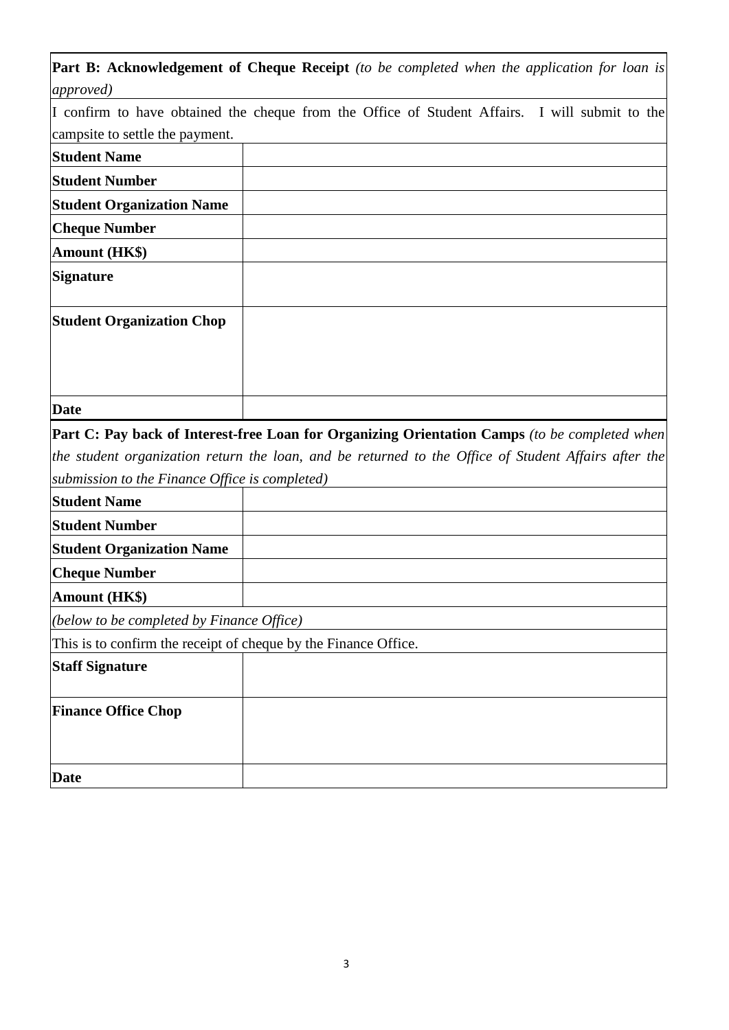**Part B: Acknowledgement of Cheque Receipt** *(to be completed when the application for loan is approved)*

I confirm to have obtained the cheque from the Office of Student Affairs. I will submit to the campsite to settle the payment.

| | |
|---|---|
| **Student Name** | |
| **Student Number** | |
| **Student Organization Name** | |
| **Cheque Number** | |
| **Amount (HK$)** | |
| **Signature** | |
| **Student Organization Chop** | |
| **Date** | |

**Part C: Pay back of Interest-free Loan for Organizing Orientation Camps** *(to be completed when the student organization return the loan, and be returned to the Office of Student Affairs after the submission to the Finance Office is completed)*

| | |
|---|---|
| **Student Name** | |
| **Student Number** | |
| **Student Organization Name** | |
| **Cheque Number** | |
| **Amount (HK$)** | |

*(below to be completed by Finance Office)*

This is to confirm the receipt of cheque by the Finance Office.

| | |
|---|---|
| **Staff Signature** | |
| **Finance Office Chop** | |
| **Date** | |